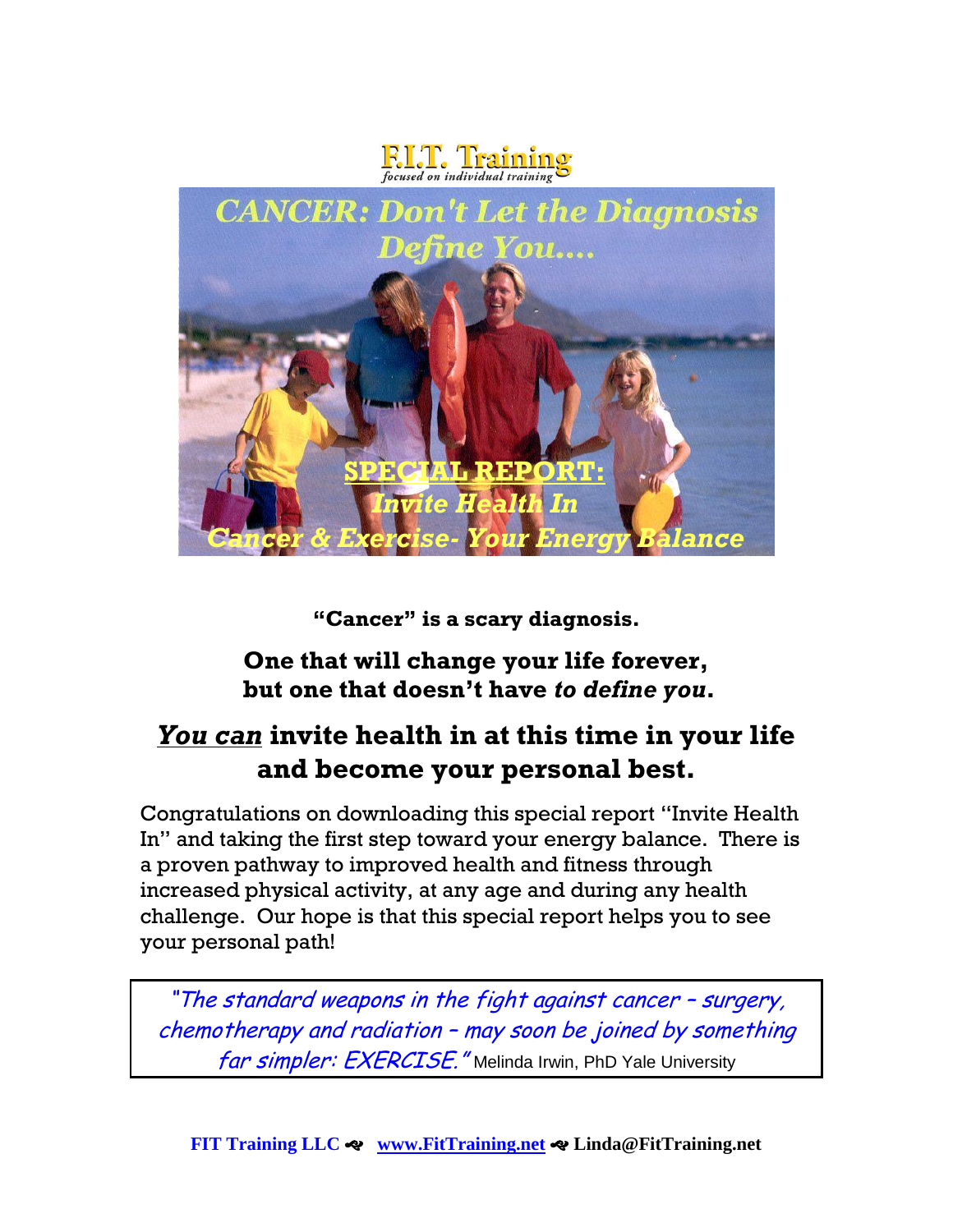F.I.T. Training
*focused on individual training*

# CANCER: Don't Let the Diagnosis Define You....

**SPECIAL REPORT:**

***Invite Health In***

***Cancer & Exercise- Your Energy Balance***

**"Cancer" is a scary diagnosis.**

**One that will change your life forever, but one that doesn't have *to define you*.**

## ***You can*** invite health in at this time in your life and become your personal best.

Congratulations on downloading this special report "Invite Health In" and taking the first step toward your energy balance. There is a proven pathway to improved health and fitness through increased physical activity, at any age and during any health challenge. Our hope is that this special report helps you to see your personal path!

> *"The standard weapons in the fight against cancer – surgery, chemotherapy and radiation – may soon be joined by something far simpler: EXERCISE."* Melinda Irwin, PhD Yale University

**FIT Training LLC ❧ www.FitTraining.net ❧ Linda@FitTraining.net**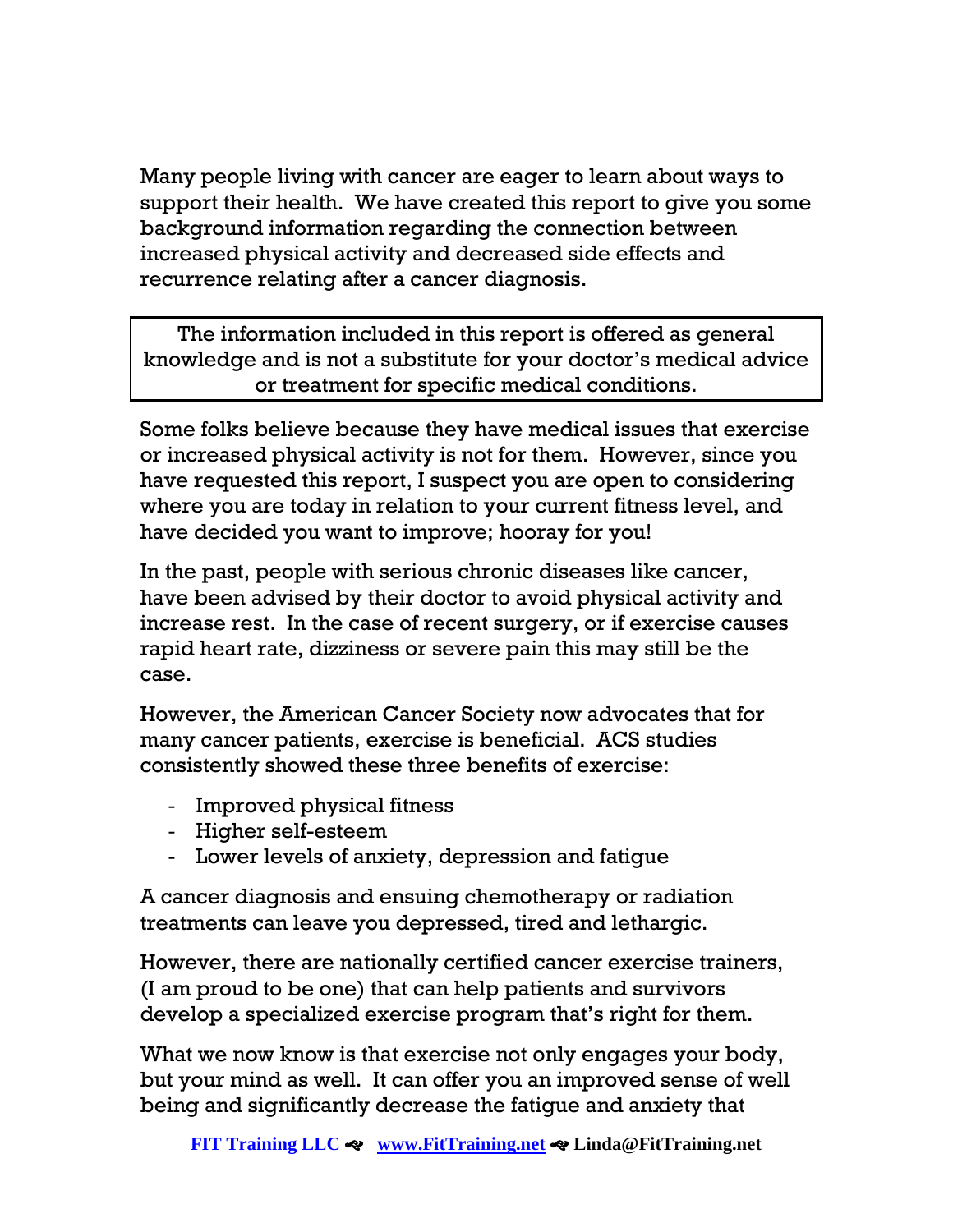Many people living with cancer are eager to learn about ways to support their health. We have created this report to give you some background information regarding the connection between increased physical activity and decreased side effects and recurrence relating after a cancer diagnosis.

> The information included in this report is offered as general knowledge and is not a substitute for your doctor's medical advice or treatment for specific medical conditions.

Some folks believe because they have medical issues that exercise or increased physical activity is not for them. However, since you have requested this report, I suspect you are open to considering where you are today in relation to your current fitness level, and have decided you want to improve; hooray for you!

In the past, people with serious chronic diseases like cancer, have been advised by their doctor to avoid physical activity and increase rest. In the case of recent surgery, or if exercise causes rapid heart rate, dizziness or severe pain this may still be the case.

However, the American Cancer Society now advocates that for many cancer patients, exercise is beneficial. ACS studies consistently showed these three benefits of exercise:

- Improved physical fitness
- Higher self-esteem
- Lower levels of anxiety, depression and fatigue

A cancer diagnosis and ensuing chemotherapy or radiation treatments can leave you depressed, tired and lethargic.

However, there are nationally certified cancer exercise trainers, (I am proud to be one) that can help patients and survivors develop a specialized exercise program that's right for them.

What we now know is that exercise not only engages your body, but your mind as well. It can offer you an improved sense of well being and significantly decrease the fatigue and anxiety that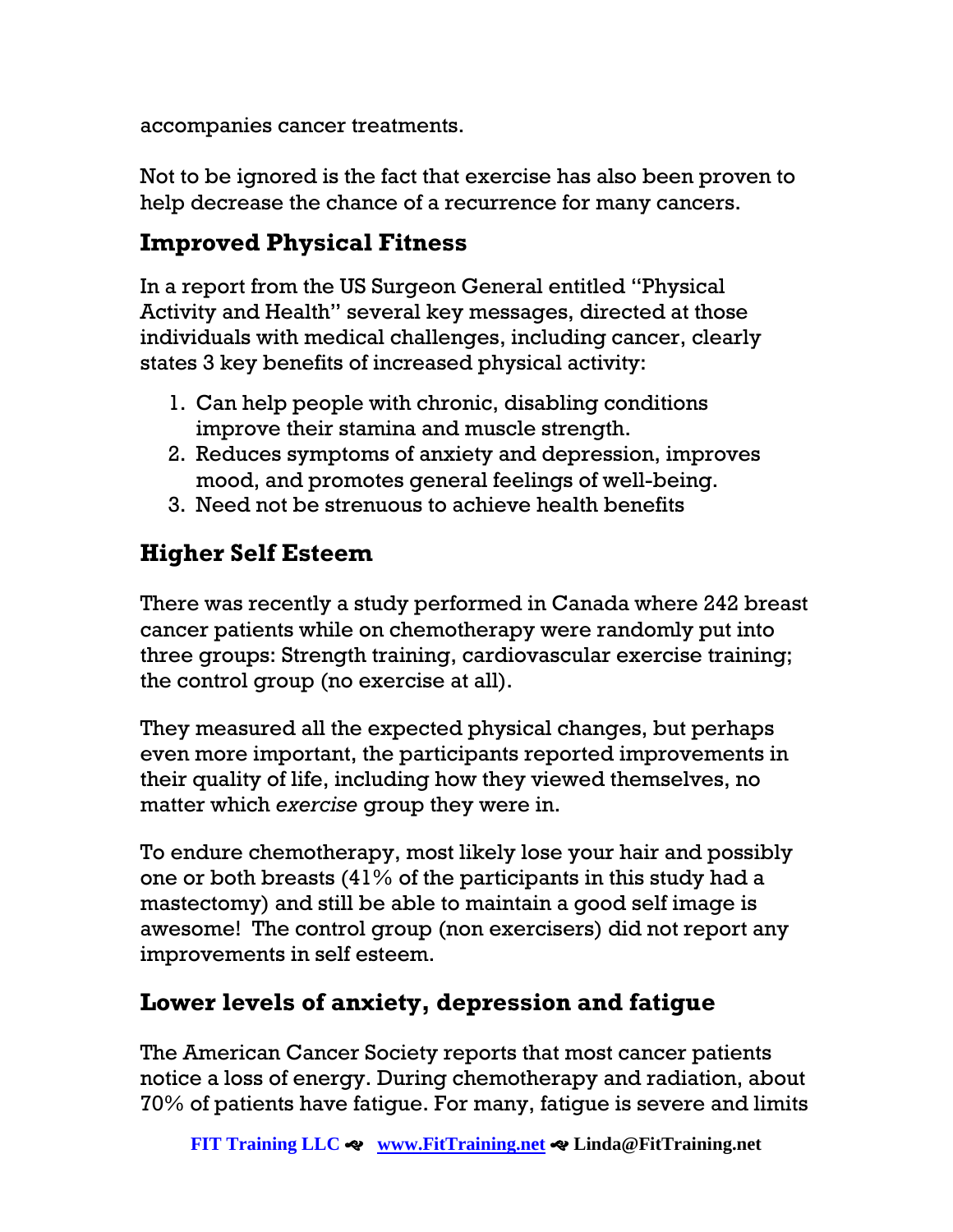accompanies cancer treatments.

Not to be ignored is the fact that exercise has also been proven to help decrease the chance of a recurrence for many cancers.

## Improved Physical Fitness

In a report from the US Surgeon General entitled "Physical Activity and Health" several key messages, directed at those individuals with medical challenges, including cancer, clearly states 3 key benefits of increased physical activity:

1. Can help people with chronic, disabling conditions improve their stamina and muscle strength.
2. Reduces symptoms of anxiety and depression, improves mood, and promotes general feelings of well-being.
3. Need not be strenuous to achieve health benefits

## Higher Self Esteem

There was recently a study performed in Canada where 242 breast cancer patients while on chemotherapy were randomly put into three groups: Strength training, cardiovascular exercise training; the control group (no exercise at all).

They measured all the expected physical changes, but perhaps even more important, the participants reported improvements in their quality of life, including how they viewed themselves, no matter which *exercise* group they were in.

To endure chemotherapy, most likely lose your hair and possibly one or both breasts (41% of the participants in this study had a mastectomy) and still be able to maintain a good self image is awesome! The control group (non exercisers) did not report any improvements in self esteem.

## Lower levels of anxiety, depression and fatigue

The American Cancer Society reports that most cancer patients notice a loss of energy. During chemotherapy and radiation, about 70% of patients have fatigue. For many, fatigue is severe and limits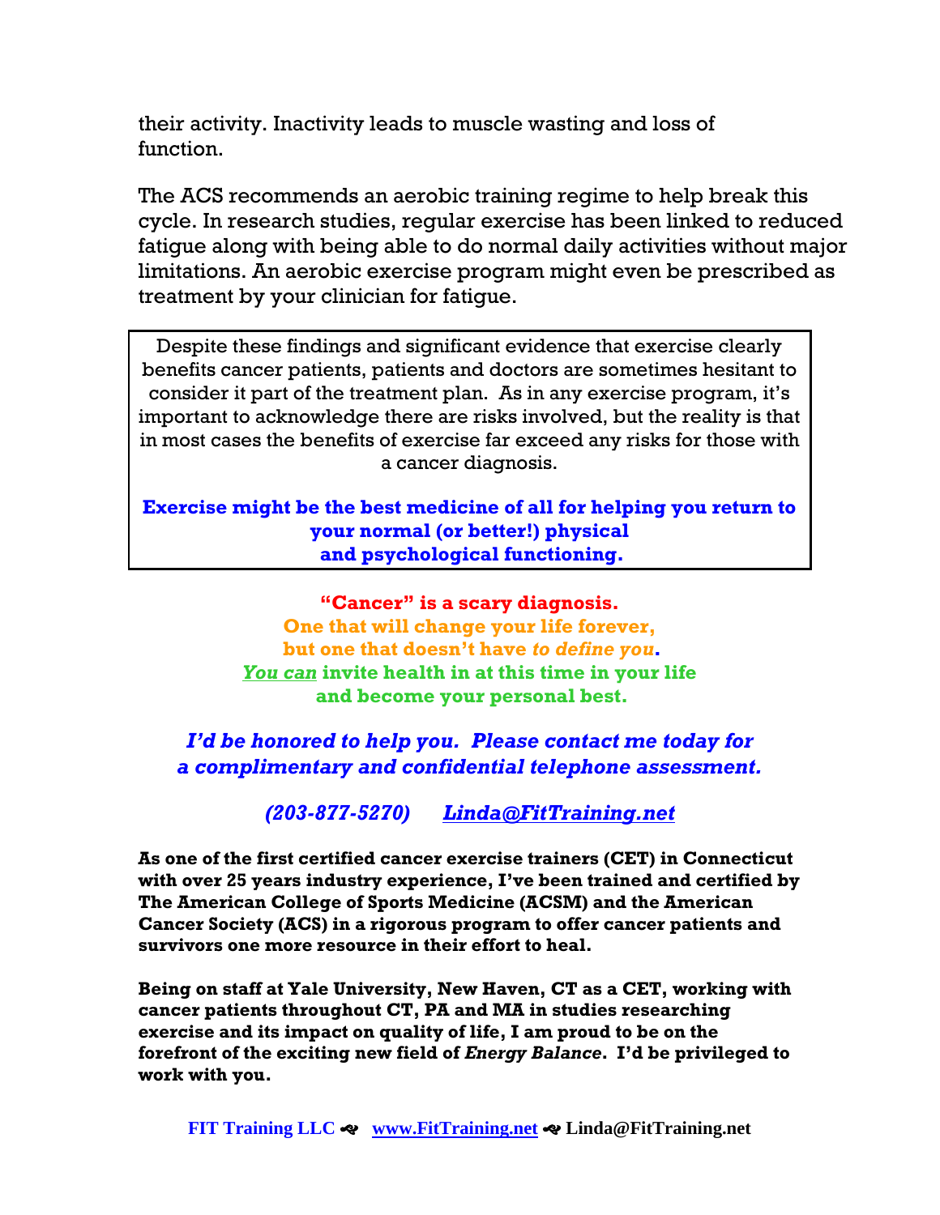their activity. Inactivity leads to muscle wasting and loss of function.

The ACS recommends an aerobic training regime to help break this cycle. In research studies, regular exercise has been linked to reduced fatigue along with being able to do normal daily activities without major limitations. An aerobic exercise program might even be prescribed as treatment by your clinician for fatigue.

Despite these findings and significant evidence that exercise clearly benefits cancer patients, patients and doctors are sometimes hesitant to consider it part of the treatment plan. As in any exercise program, it's important to acknowledge there are risks involved, but the reality is that in most cases the benefits of exercise far exceed any risks for those with a cancer diagnosis.

**Exercise might be the best medicine of all for helping you return to your normal (or better!) physical and psychological functioning.**

**"Cancer" is a scary diagnosis.**
**One that will change your life forever,**
**but one that doesn't have *to define you*.**
***You can* invite health in at this time in your life**
**and become your personal best.**

***I'd be honored to help you. Please contact me today for a complimentary and confidential telephone assessment.***

***(203-877-5270) Linda@FitTraining.net***

**As one of the first certified cancer exercise trainers (CET) in Connecticut with over 25 years industry experience, I've been trained and certified by The American College of Sports Medicine (ACSM) and the American Cancer Society (ACS) in a rigorous program to offer cancer patients and survivors one more resource in their effort to heal.**

**Being on staff at Yale University, New Haven, CT as a CET, working with cancer patients throughout CT, PA and MA in studies researching exercise and its impact on quality of life, I am proud to be on the forefront of the exciting new field of *Energy Balance*. I'd be privileged to work with you.**

**FIT Training LLC ❧ www.FitTraining.net ❧ Linda@FitTraining.net**